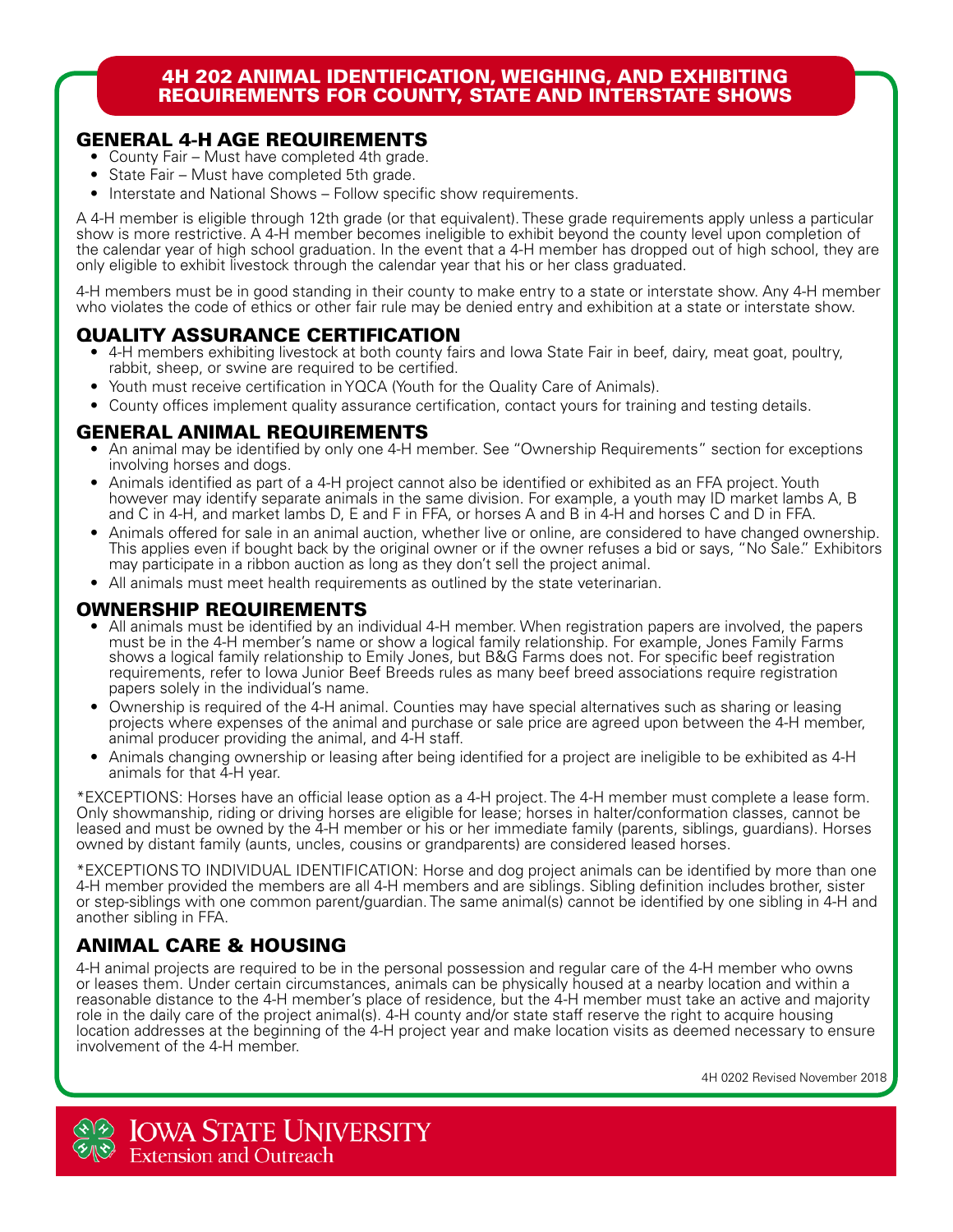# 4H 202 ANIMAL IDENTIFICATION, WEIGHING, AND EXHIBITING REQUIREMENTS FOR COUNTY, STATE AND INTERSTATE SHOWS

## GENERAL 4-H AGE REQUIREMENTS

- County Fair – Must have completed 4th grade.
- State Fair – Must have completed 5th grade.
- Interstate and National Shows – Follow specific show requirements.

A 4-H member is eligible through 12th grade (or that equivalent). These grade requirements apply unless a particular show is more restrictive. A 4-H member becomes ineligible to exhibit beyond the county level upon completion of the calendar year of high school graduation. In the event that a 4-H member has dropped out of high school, they are only eligible to exhibit livestock through the calendar year that his or her class graduated.

4-H members must be in good standing in their county to make entry to a state or interstate show. Any 4-H member who violates the code of ethics or other fair rule may be denied entry and exhibition at a state or interstate show.

## QUALITY ASSURANCE CERTIFICATION

- 4-H members exhibiting livestock at both county fairs and Iowa State Fair in beef, dairy, meat goat, poultry, rabbit, sheep, or swine are required to be certified.
- Youth must receive certification in YQCA (Youth for the Quality Care of Animals).
- County offices implement quality assurance certification, contact yours for training and testing details.

## GENERAL ANIMAL REQUIREMENTS

- An animal may be identified by only one 4-H member. See "Ownership Requirements" section for exceptions involving horses and dogs.
- Animals identified as part of a 4-H project cannot also be identified or exhibited as an FFA project. Youth however may identify separate animals in the same division. For example, a youth may ID market lambs A, B and C in 4-H, and market lambs D, E and F in FFA, or horses A and B in 4-H and horses C and D in FFA.
- Animals offered for sale in an animal auction, whether live or online, are considered to have changed ownership. This applies even if bought back by the original owner or if the owner refuses a bid or says, "No Sale." Exhibitors may participate in a ribbon auction as long as they don't sell the project animal.
- All animals must meet health requirements as outlined by the state veterinarian.

## OWNERSHIP REQUIREMENTS

- All animals must be identified by an individual 4-H member. When registration papers are involved, the papers must be in the 4-H member's name or show a logical family relationship. For example, Jones Family Farms shows a logical family relationship to Emily Jones, but B&G Farms does not. For specific beef registration requirements, refer to Iowa Junior Beef Breeds rules as many beef breed associations require registration papers solely in the individual's name.
- Ownership is required of the 4-H animal. Counties may have special alternatives such as sharing or leasing projects where expenses of the animal and purchase or sale price are agreed upon between the 4-H member, animal producer providing the animal, and 4-H staff.
- Animals changing ownership or leasing after being identified for a project are ineligible to be exhibited as 4-H animals for that 4-H year.

*EXCEPTIONS: Horses have an official lease option as a 4-H project. The 4-H member must complete a lease form. Only showmanship, riding or driving horses are eligible for lease; horses in halter/conformation classes, cannot be leased and must be owned by the 4-H member or his or her immediate family (parents, siblings, guardians). Horses owned by distant family (aunts, uncles, cousins or grandparents) are considered leased horses.

*EXCEPTIONS TO INDIVIDUAL IDENTIFICATION: Horse and dog project animals can be identified by more than one 4-H member provided the members are all 4-H members and are siblings. Sibling definition includes brother, sister or step-siblings with one common parent/guardian. The same animal(s) cannot be identified by one sibling in 4-H and another sibling in FFA.

## ANIMAL CARE & HOUSING

4-H animal projects are required to be in the personal possession and regular care of the 4-H member who owns or leases them. Under certain circumstances, animals can be physically housed at a nearby location and within a reasonable distance to the 4-H member's place of residence, but the 4-H member must take an active and majority role in the daily care of the project animal(s). 4-H county and/or state staff reserve the right to acquire housing location addresses at the beginning of the 4-H project year and make location visits as deemed necessary to ensure involvement of the 4-H member.

4H 0202 Revised November 2018

Iowa State University Extension and Outreach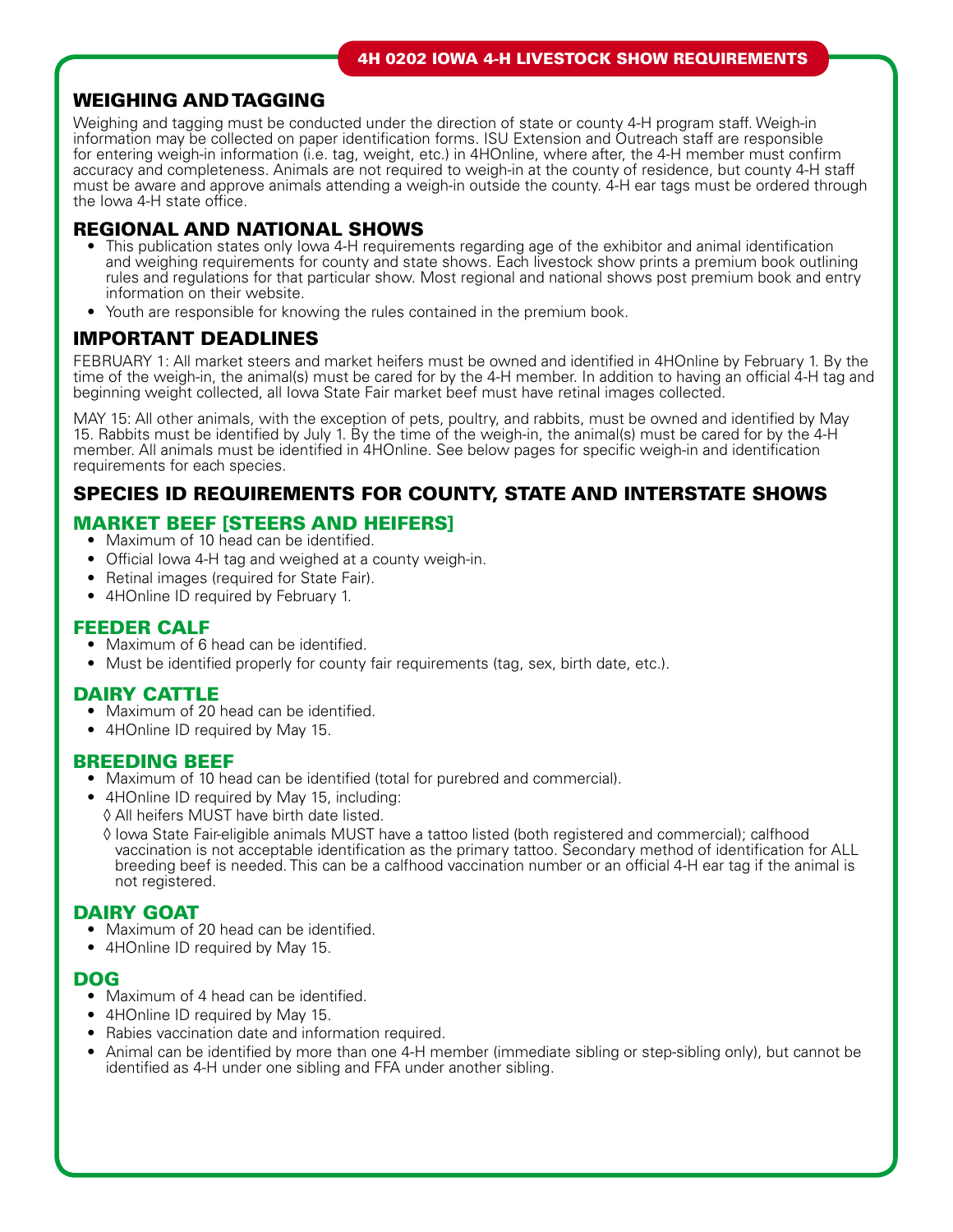## WEIGHING AND TAGGING

Weighing and tagging must be conducted under the direction of state or county 4-H program staff. Weigh-in information may be collected on paper identification forms. ISU Extension and Outreach staff are responsible for entering weigh-in information (i.e. tag, weight, etc.) in 4HOnline, where after, the 4-H member must confirm accuracy and completeness. Animals are not required to weigh-in at the county of residence, but county 4-H staff must be aware and approve animals attending a weigh-in outside the county. 4-H ear tags must be ordered through the Iowa 4-H state office.

## REGIONAL AND NATIONAL SHOWS

- This publication states only Iowa 4-H requirements regarding age of the exhibitor and animal identification and weighing requirements for county and state shows. Each livestock show prints a premium book outlining rules and regulations for that particular show. Most regional and national shows post premium book and entry information on their website.
- Youth are responsible for knowing the rules contained in the premium book.

## IMPORTANT DEADLINES

FEBRUARY 1: All market steers and market heifers must be owned and identified in 4HOnline by February 1. By the time of the weigh-in, the animal(s) must be cared for by the 4-H member. In addition to having an official 4-H tag and beginning weight collected, all Iowa State Fair market beef must have retinal images collected.

MAY 15: All other animals, with the exception of pets, poultry, and rabbits, must be owned and identified by May 15. Rabbits must be identified by July 1. By the time of the weigh-in, the animal(s) must be cared for by the 4-H member. All animals must be identified in 4HOnline. See below pages for specific weigh-in and identification requirements for each species.

## SPECIES ID REQUIREMENTS FOR COUNTY, STATE AND INTERSTATE SHOWS

### MARKET BEEF [STEERS AND HEIFERS]

- Maximum of 10 head can be identified.
- Official Iowa 4-H tag and weighed at a county weigh-in.
- Retinal images (required for State Fair).
- 4HOnline ID required by February 1.

### FEEDER CALF

- Maximum of 6 head can be identified.
- Must be identified properly for county fair requirements (tag, sex, birth date, etc.).

### DAIRY CATTLE

- Maximum of 20 head can be identified.
- 4HOnline ID required by May 15.

### BREEDING BEEF

- Maximum of 10 head can be identified (total for purebred and commercial).
- 4HOnline ID required by May 15, including:
  - ◊ All heifers MUST have birth date listed.
  - ◊ Iowa State Fair-eligible animals MUST have a tattoo listed (both registered and commercial); calfhood vaccination is not acceptable identification as the primary tattoo. Secondary method of identification for ALL breeding beef is needed. This can be a calfhood vaccination number or an official 4-H ear tag if the animal is not registered.

### DAIRY GOAT

- Maximum of 20 head can be identified.
- 4HOnline ID required by May 15.

### DOG

- Maximum of 4 head can be identified.
- 4HOnline ID required by May 15.
- Rabies vaccination date and information required.
- Animal can be identified by more than one 4-H member (immediate sibling or step-sibling only), but cannot be identified as 4-H under one sibling and FFA under another sibling.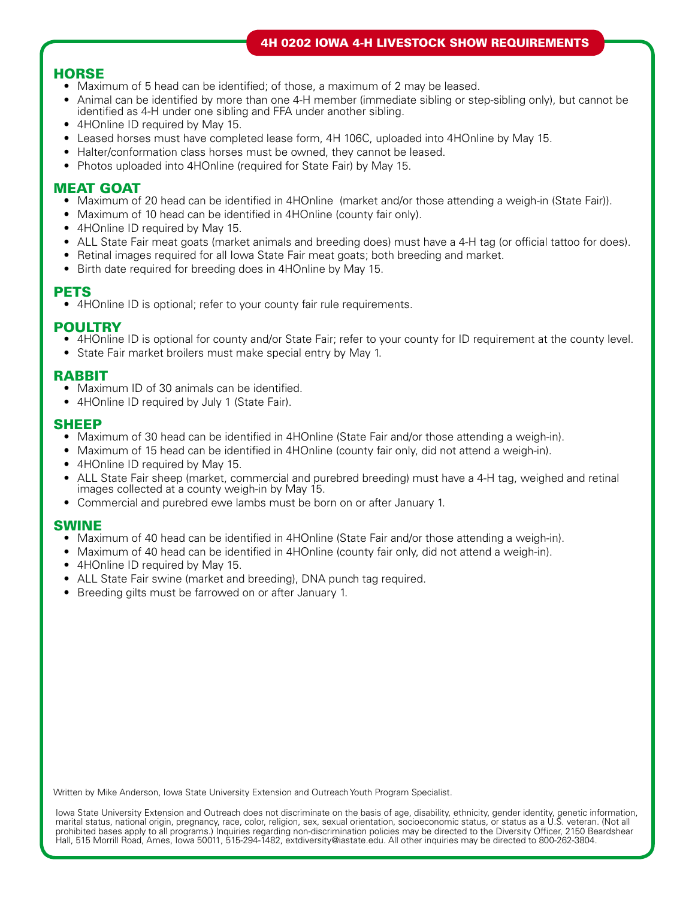# 4H 0202 IOWA 4-H LIVESTOCK SHOW REQUIREMENTS

## HORSE

- Maximum of 5 head can be identified; of those, a maximum of 2 may be leased.
- Animal can be identified by more than one 4-H member (immediate sibling or step-sibling only), but cannot be identified as 4-H under one sibling and FFA under another sibling.
- 4HOnline ID required by May 15.
- Leased horses must have completed lease form, 4H 106C, uploaded into 4HOnline by May 15.
- Halter/conformation class horses must be owned, they cannot be leased.
- Photos uploaded into 4HOnline (required for State Fair) by May 15.

## MEAT GOAT

- Maximum of 20 head can be identified in 4HOnline (market and/or those attending a weigh-in (State Fair)).
- Maximum of 10 head can be identified in 4HOnline (county fair only).
- 4HOnline ID required by May 15.
- ALL State Fair meat goats (market animals and breeding does) must have a 4-H tag (or official tattoo for does).
- Retinal images required for all Iowa State Fair meat goats; both breeding and market.
- Birth date required for breeding does in 4HOnline by May 15.

## PETS

- 4HOnline ID is optional; refer to your county fair rule requirements.

## POULTRY

- 4HOnline ID is optional for county and/or State Fair; refer to your county for ID requirement at the county level.
- State Fair market broilers must make special entry by May 1.

## RABBIT

- Maximum ID of 30 animals can be identified.
- 4HOnline ID required by July 1 (State Fair).

## SHEEP

- Maximum of 30 head can be identified in 4HOnline (State Fair and/or those attending a weigh-in).
- Maximum of 15 head can be identified in 4HOnline (county fair only, did not attend a weigh-in).
- 4HOnline ID required by May 15.
- ALL State Fair sheep (market, commercial and purebred breeding) must have a 4-H tag, weighed and retinal images collected at a county weigh-in by May 15.
- Commercial and purebred ewe lambs must be born on or after January 1.

## SWINE

- Maximum of 40 head can be identified in 4HOnline (State Fair and/or those attending a weigh-in).
- Maximum of 40 head can be identified in 4HOnline (county fair only, did not attend a weigh-in).
- 4HOnline ID required by May 15.
- ALL State Fair swine (market and breeding), DNA punch tag required.
- Breeding gilts must be farrowed on or after January 1.

Written by Mike Anderson, Iowa State University Extension and Outreach Youth Program Specialist.

Iowa State University Extension and Outreach does not discriminate on the basis of age, disability, ethnicity, gender identity, genetic information, marital status, national origin, pregnancy, race, color, religion, sex, sexual orientation, socioeconomic status, or status as a U.S. veteran. (Not all prohibited bases apply to all programs.) Inquiries regarding non-discrimination policies may be directed to the Diversity Officer, 2150 Beardshear Hall, 515 Morrill Road, Ames, Iowa 50011, 515-294-1482, extdiversity@iastate.edu. All other inquiries may be directed to 800-262-3804.